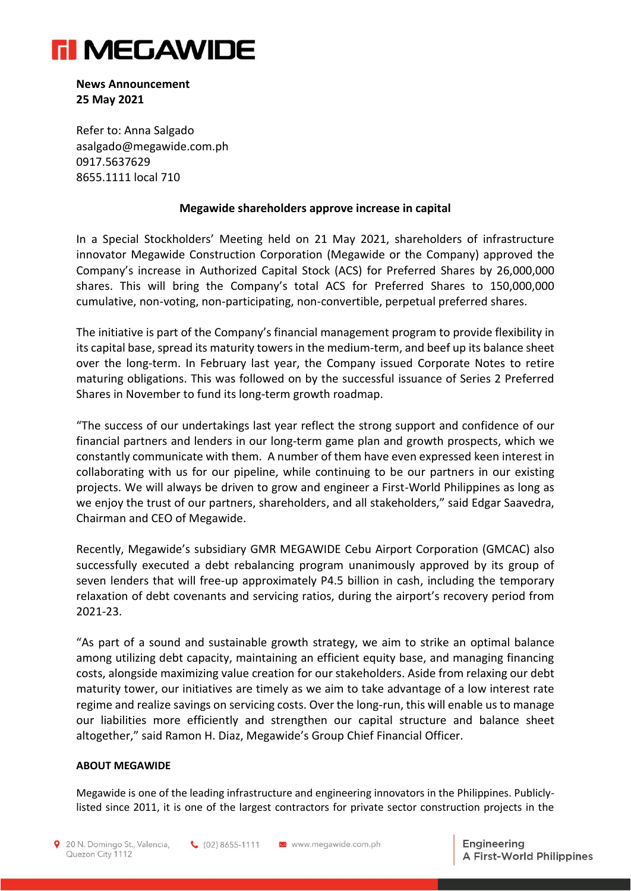**News Announcement**
**25 May 2021**

Refer to: Anna Salgado
asalgado@megawide.com.ph
0917.5637629
8655.1111 local 710

**Megawide shareholders approve increase in capital**

In a Special Stockholders' Meeting held on 21 May 2021, shareholders of infrastructure innovator Megawide Construction Corporation (Megawide or the Company) approved the Company's increase in Authorized Capital Stock (ACS) for Preferred Shares by 26,000,000 shares. This will bring the Company's total ACS for Preferred Shares to 150,000,000 cumulative, non-voting, non-participating, non-convertible, perpetual preferred shares.

The initiative is part of the Company's financial management program to provide flexibility in its capital base, spread its maturity towers in the medium-term, and beef up its balance sheet over the long-term. In February last year, the Company issued Corporate Notes to retire maturing obligations. This was followed on by the successful issuance of Series 2 Preferred Shares in November to fund its long-term growth roadmap.

"The success of our undertakings last year reflect the strong support and confidence of our financial partners and lenders in our long-term game plan and growth prospects, which we constantly communicate with them. A number of them have even expressed keen interest in collaborating with us for our pipeline, while continuing to be our partners in our existing projects. We will always be driven to grow and engineer a First-World Philippines as long as we enjoy the trust of our partners, shareholders, and all stakeholders," said Edgar Saavedra, Chairman and CEO of Megawide.

Recently, Megawide's subsidiary GMR MEGAWIDE Cebu Airport Corporation (GMCAC) also successfully executed a debt rebalancing program unanimously approved by its group of seven lenders that will free-up approximately P4.5 billion in cash, including the temporary relaxation of debt covenants and servicing ratios, during the airport's recovery period from 2021-23.

"As part of a sound and sustainable growth strategy, we aim to strike an optimal balance among utilizing debt capacity, maintaining an efficient equity base, and managing financing costs, alongside maximizing value creation for our stakeholders. Aside from relaxing our debt maturity tower, our initiatives are timely as we aim to take advantage of a low interest rate regime and realize savings on servicing costs. Over the long-run, this will enable us to manage our liabilities more efficiently and strengthen our capital structure and balance sheet altogether," said Ramon H. Diaz, Megawide's Group Chief Financial Officer.

**ABOUT MEGAWIDE**

Megawide is one of the leading infrastructure and engineering innovators in the Philippines. Publicly-listed since 2011, it is one of the largest contractors for private sector construction projects in the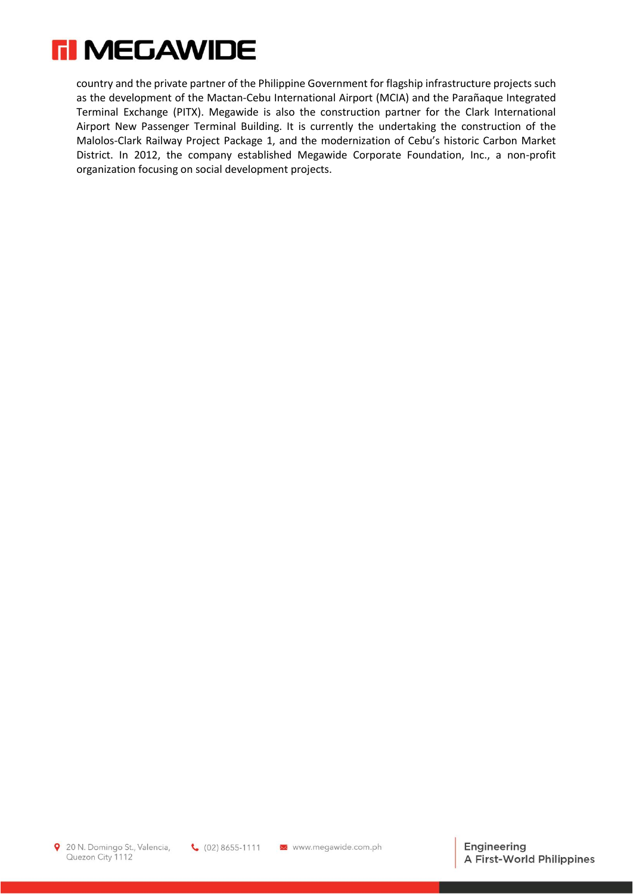country and the private partner of the Philippine Government for flagship infrastructure projects such as the development of the Mactan-Cebu International Airport (MCIA) and the Parañaque Integrated Terminal Exchange (PITX). Megawide is also the construction partner for the Clark International Airport New Passenger Terminal Building. It is currently the undertaking the construction of the Malolos-Clark Railway Project Package 1, and the modernization of Cebu's historic Carbon Market District. In 2012, the company established Megawide Corporate Foundation, Inc., a non-profit organization focusing on social development projects.